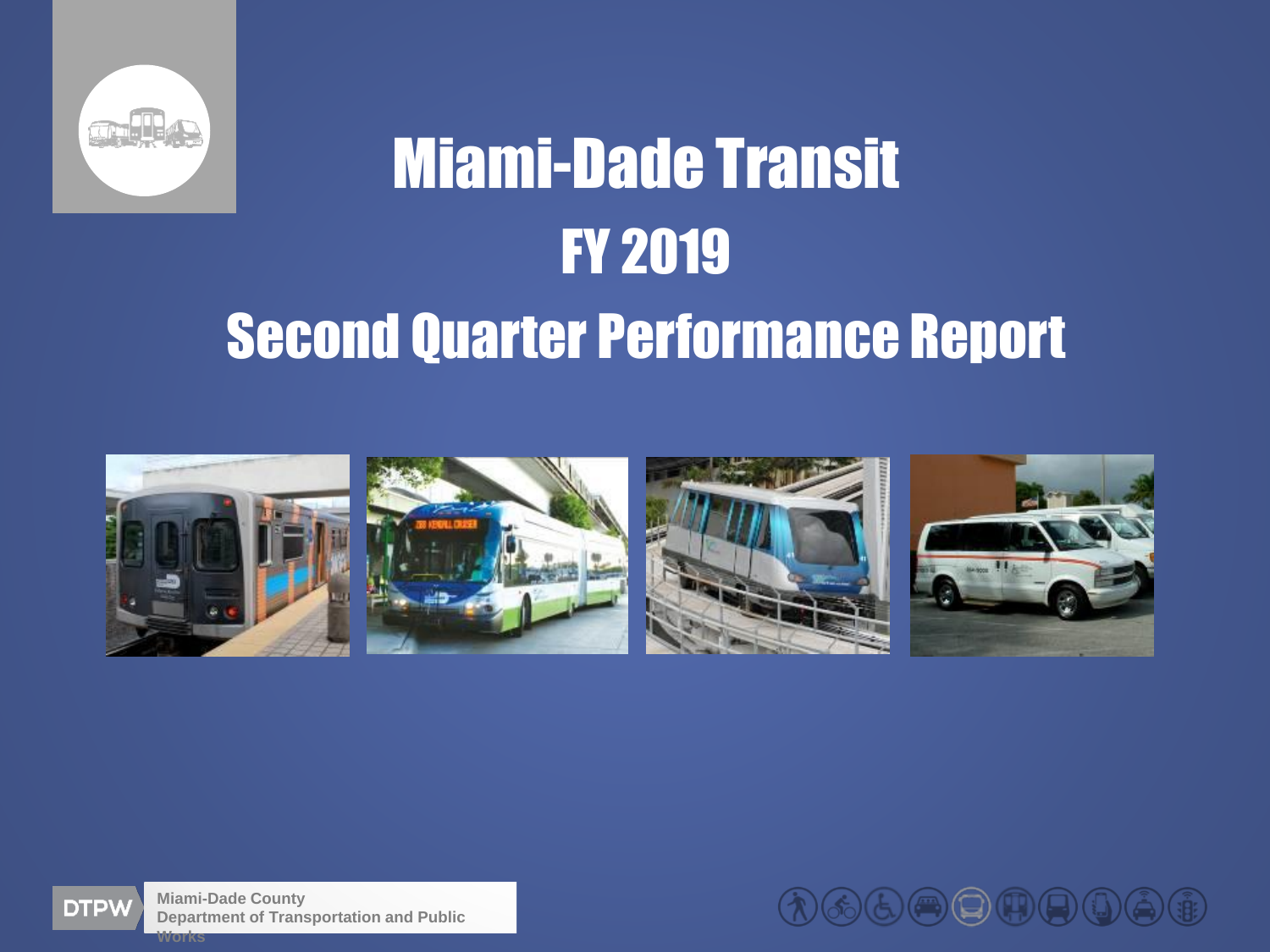# Miami-Dade Transit

# FY 2019

# Second Quarter Performance Report

DTPW

Miami-Dade County
Department of Transportation and Public Works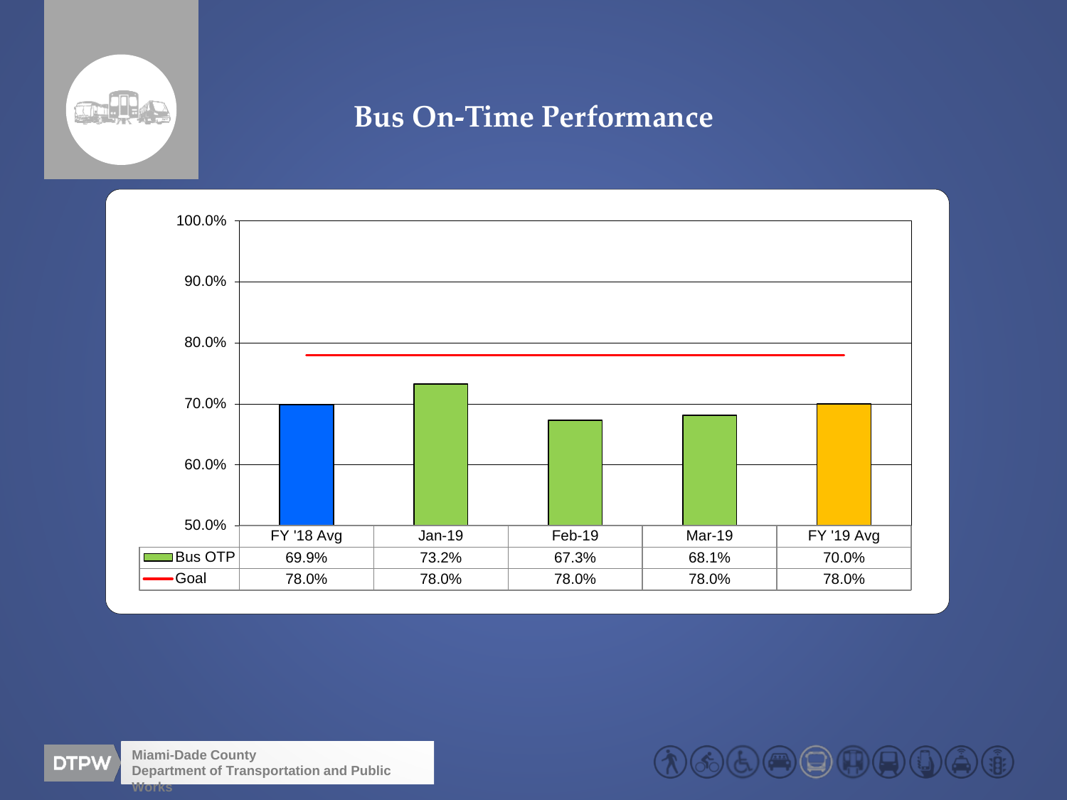# Bus On-Time Performance

| | FY '18 Avg | Jan-19 | Feb-19 | Mar-19 | FY '19 Avg |
|---|---|---|---|---|---|
| Bus OTP | 69.9% | 73.2% | 67.3% | 68.1% | 70.0% |
| Goal | 78.0% | 78.0% | 78.0% | 78.0% | 78.0% |

DTPW Miami-Dade County Department of Transportation and Public Works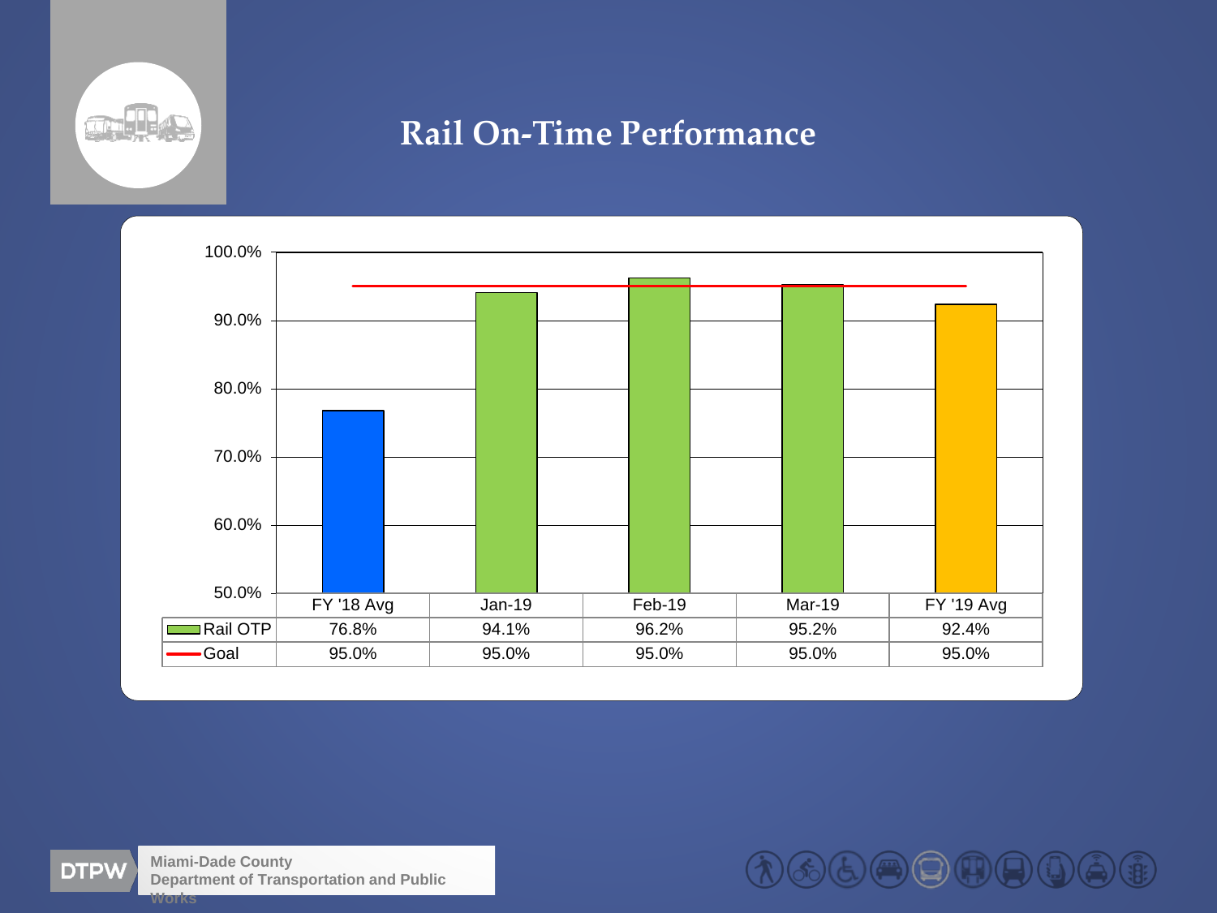# Rail On-Time Performance

| | FY '18 Avg | Jan-19 | Feb-19 | Mar-19 | FY '19 Avg |
|---|---|---|---|---|---|
| Rail OTP | 76.8% | 94.1% | 96.2% | 95.2% | 92.4% |
| Goal | 95.0% | 95.0% | 95.0% | 95.0% | 95.0% |

DTPW Miami-Dade County Department of Transportation and Public Works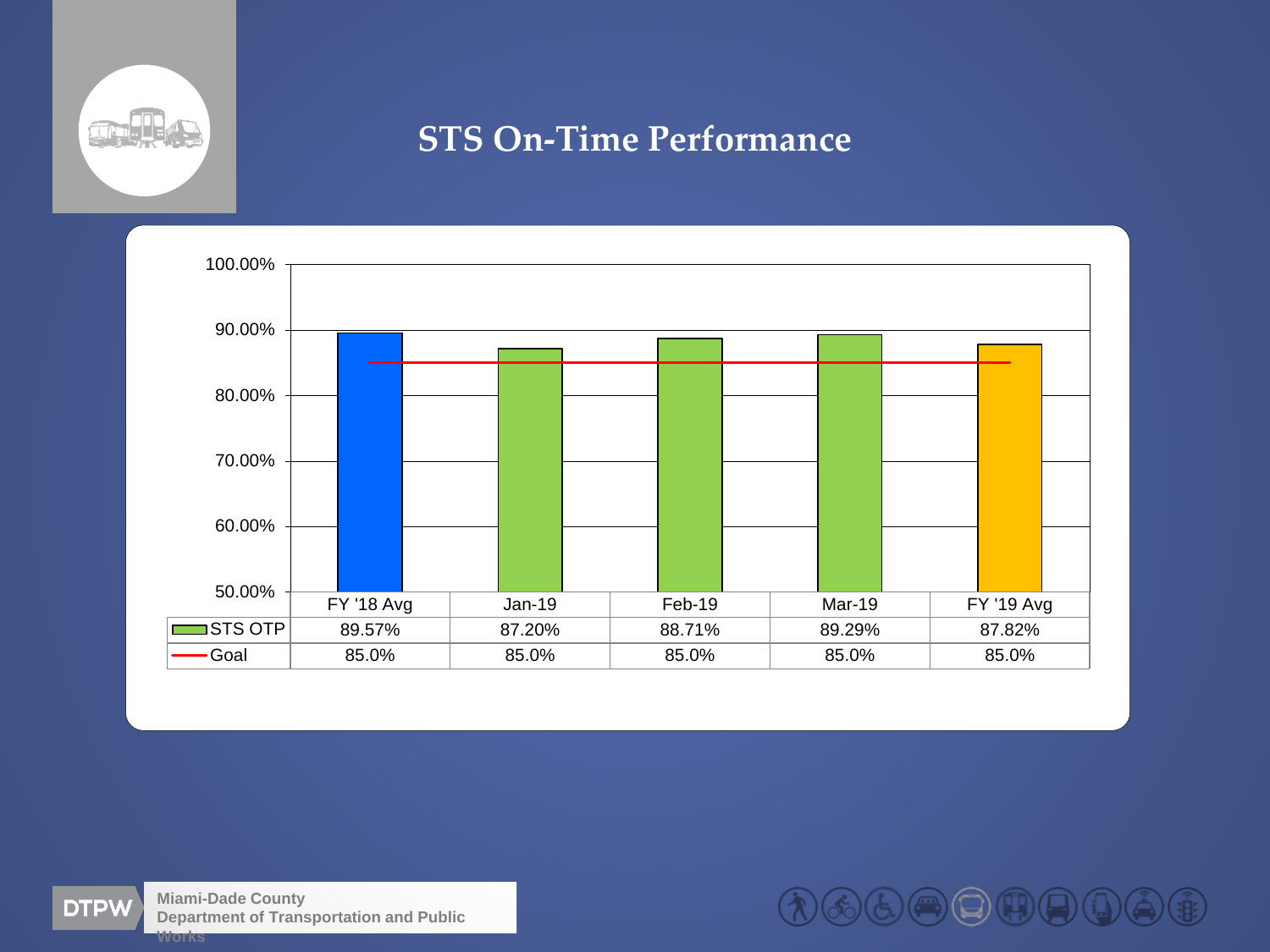# STS On-Time Performance

| | FY '18 Avg | Jan-19 | Feb-19 | Mar-19 | FY '19 Avg |
|---|---|---|---|---|---|
| STS OTP | 89.57% | 87.20% | 88.71% | 89.29% | 87.82% |
| Goal | 85.0% | 85.0% | 85.0% | 85.0% | 85.0% |

Miami-Dade County Department of Transportation and Public Works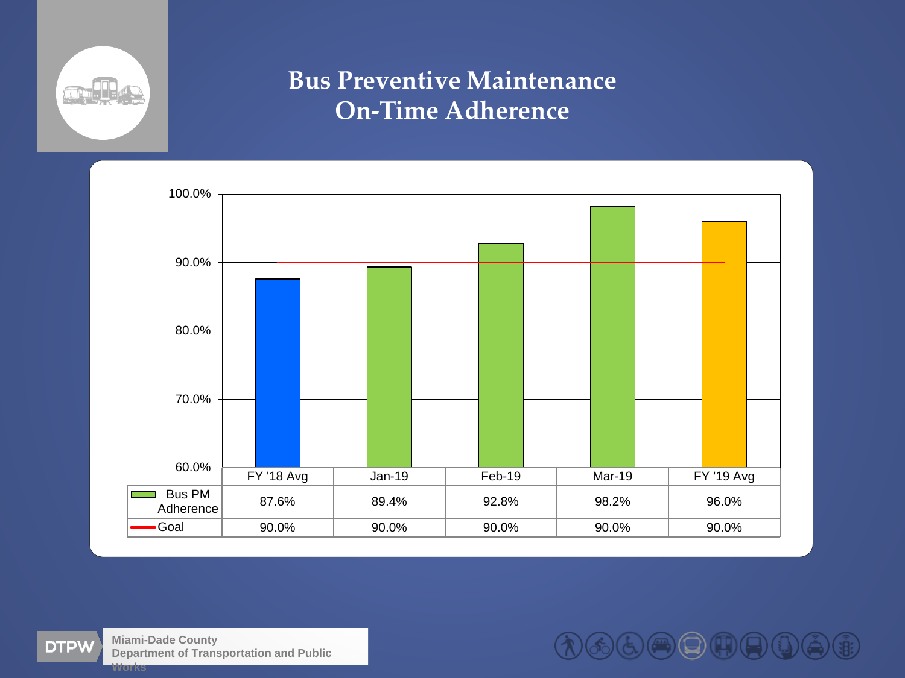# Bus Preventive Maintenance On-Time Adherence

| | FY '18 Avg | Jan-19 | Feb-19 | Mar-19 | FY '19 Avg |
|---|---|---|---|---|---|
| Bus PM Adherence | 87.6% | 89.4% | 92.8% | 98.2% | 96.0% |
| Goal | 90.0% | 90.0% | 90.0% | 90.0% | 90.0% |

DTPW Miami-Dade County Department of Transportation and Public Works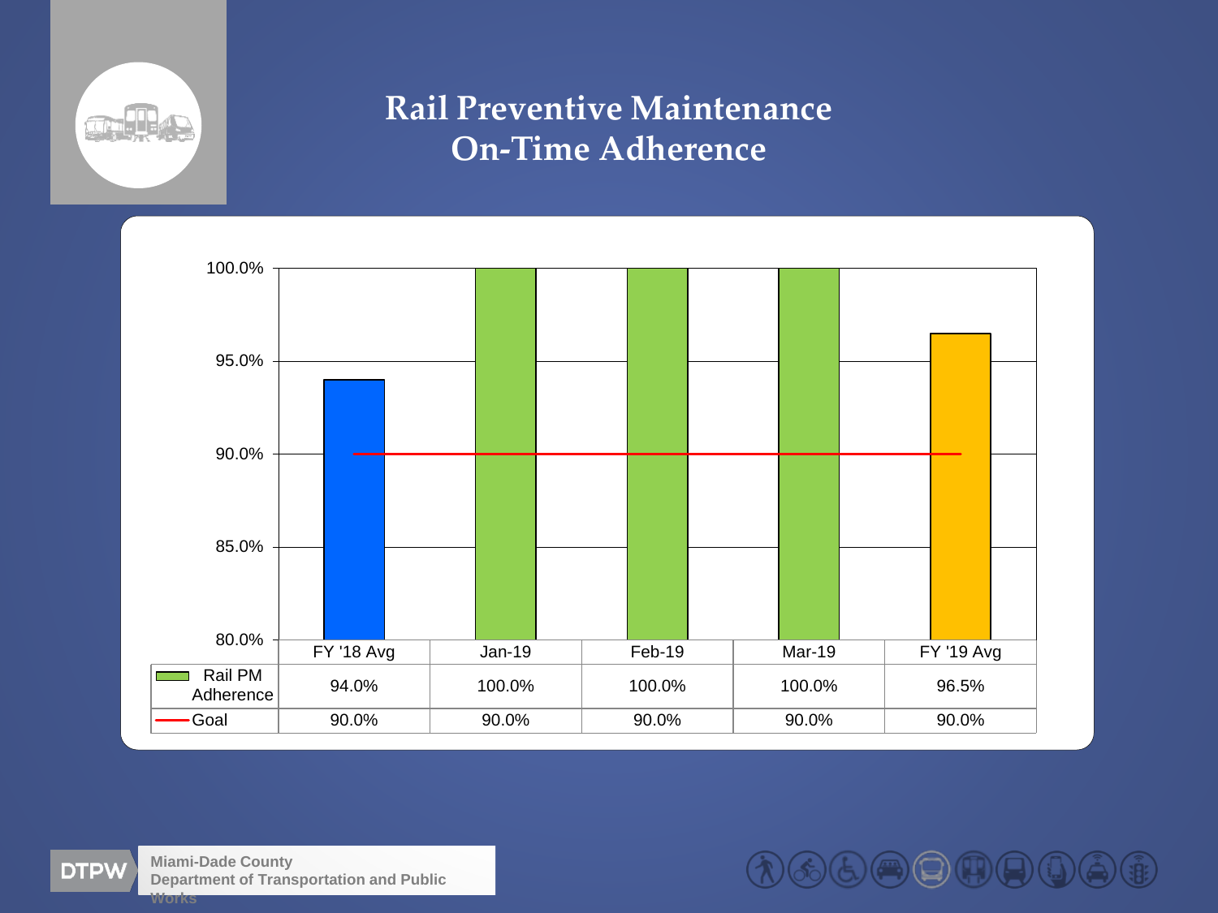# Rail Preventive Maintenance On-Time Adherence

| | FY '18 Avg | Jan-19 | Feb-19 | Mar-19 | FY '19 Avg |
|---|---|---|---|---|---|
| Rail PM Adherence | 94.0% | 100.0% | 100.0% | 100.0% | 96.5% |
| Goal | 90.0% | 90.0% | 90.0% | 90.0% | 90.0% |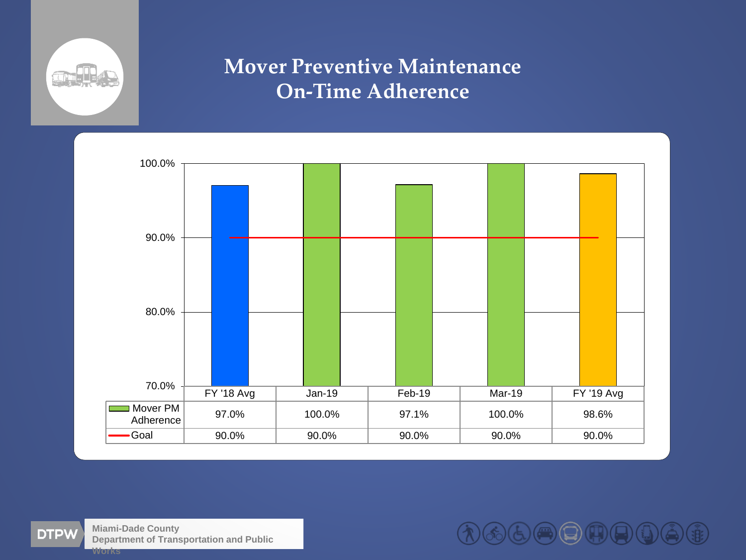# Mover Preventive Maintenance On-Time Adherence

| | FY '18 Avg | Jan-19 | Feb-19 | Mar-19 | FY '19 Avg |
|---|---|---|---|---|---|
| Mover PM Adherence | 97.0% | 100.0% | 97.1% | 100.0% | 98.6% |
| Goal | 90.0% | 90.0% | 90.0% | 90.0% | 90.0% |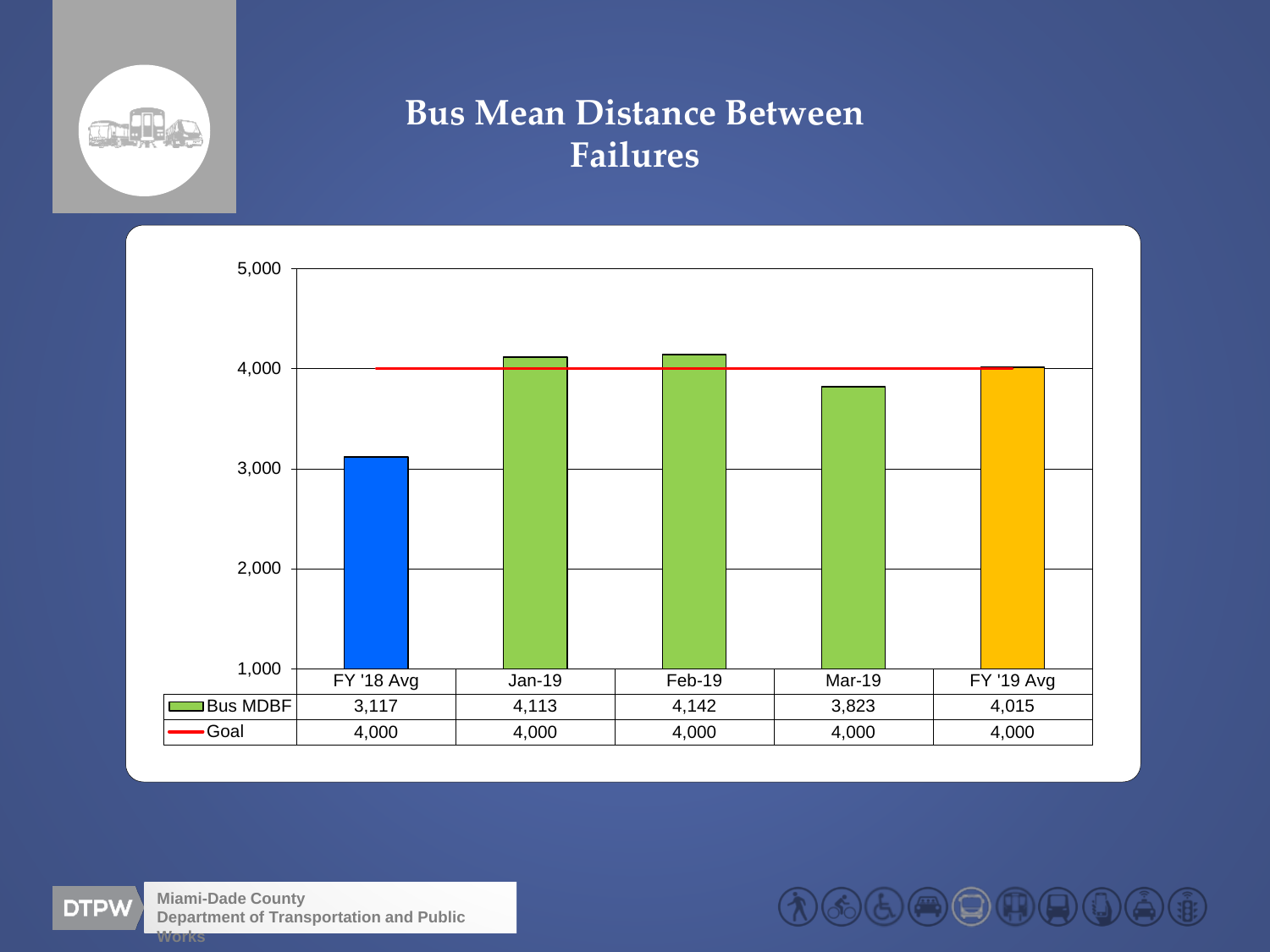# Bus Mean Distance Between Failures

| | FY '18 Avg | Jan-19 | Feb-19 | Mar-19 | FY '19 Avg |
|---|---|---|---|---|---|
| Bus MDBF | 3,117 | 4,113 | 4,142 | 3,823 | 4,015 |
| Goal | 4,000 | 4,000 | 4,000 | 4,000 | 4,000 |

Miami-Dade County Department of Transportation and Public Works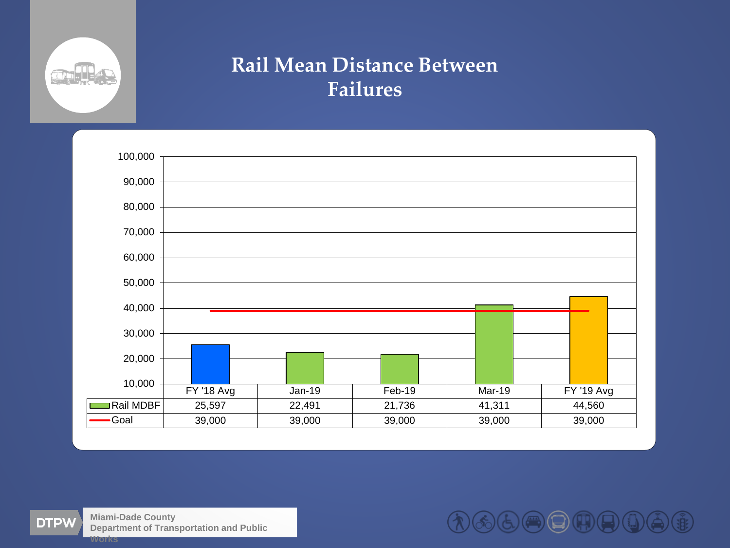# Rail Mean Distance Between Failures

| | FY '18 Avg | Jan-19 | Feb-19 | Mar-19 | FY '19 Avg |
|---|---|---|---|---|---|
| Rail MDBF | 25,597 | 22,491 | 21,736 | 41,311 | 44,560 |
| Goal | 39,000 | 39,000 | 39,000 | 39,000 | 39,000 |

DTPW Miami-Dade County Department of Transportation and Public Works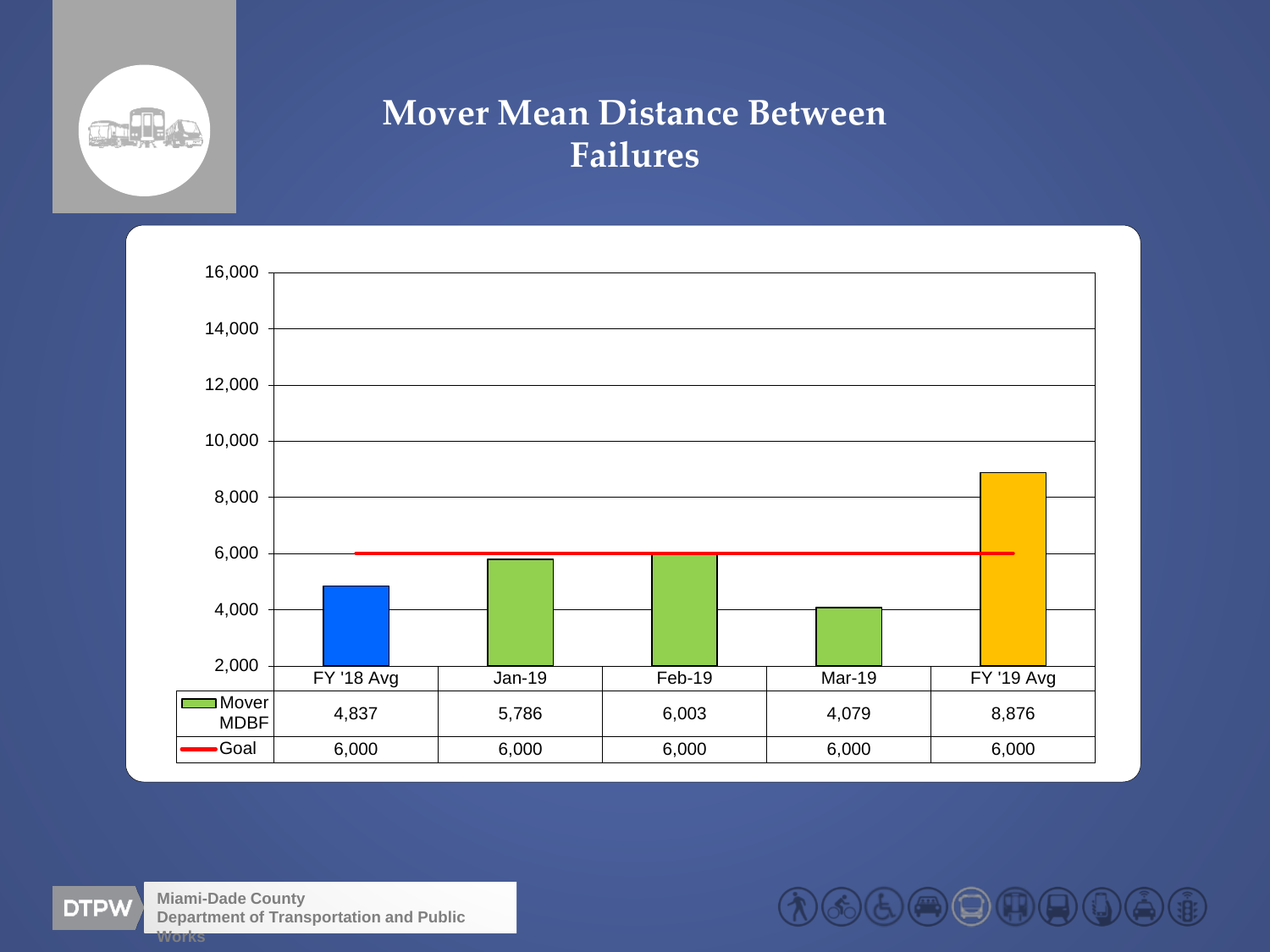# Mover Mean Distance Between Failures

| | FY '18 Avg | Jan-19 | Feb-19 | Mar-19 | FY '19 Avg |
|---|---|---|---|---|---|
| Mover MDBF | 4,837 | 5,786 | 6,003 | 4,079 | 8,876 |
| Goal | 6,000 | 6,000 | 6,000 | 6,000 | 6,000 |

Miami-Dade County Department of Transportation and Public Works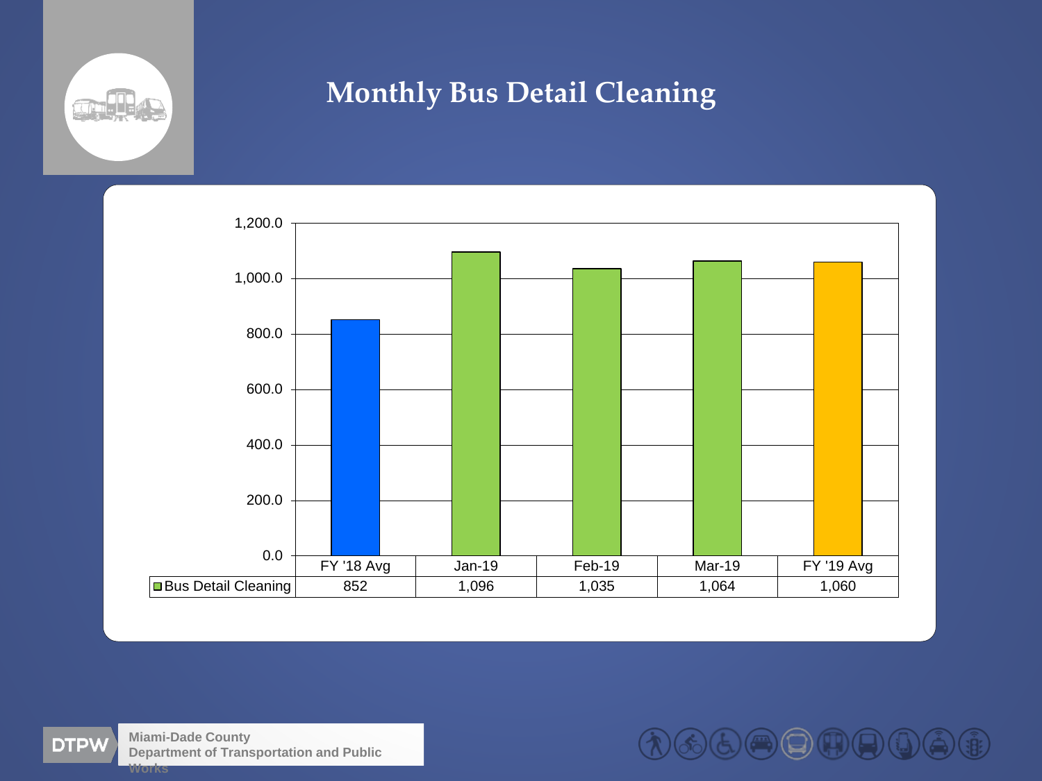# Monthly Bus Detail Cleaning

| | FY '18 Avg | Jan-19 | Feb-19 | Mar-19 | FY '19 Avg |
|---|---|---|---|---|---|
| Bus Detail Cleaning | 852 | 1,096 | 1,035 | 1,064 | 1,060 |

DTPW Miami-Dade County Department of Transportation and Public Works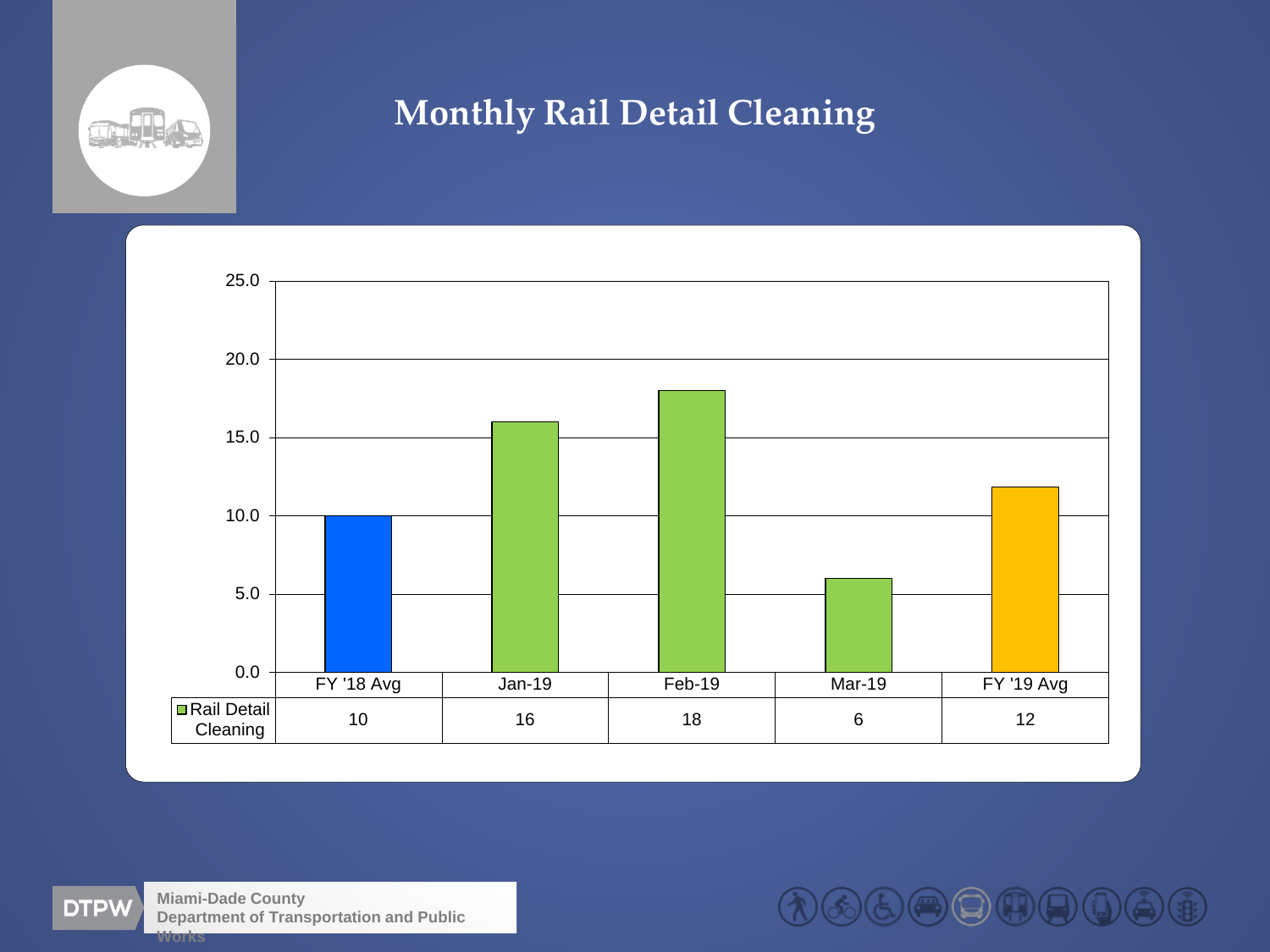# Monthly Rail Detail Cleaning

| | FY '18 Avg | Jan-19 | Feb-19 | Mar-19 | FY '19 Avg |
|---|---|---|---|---|---|
| Rail Detail Cleaning | 10 | 16 | 18 | 6 | 12 |

DTPW Miami-Dade County Department of Transportation and Public Works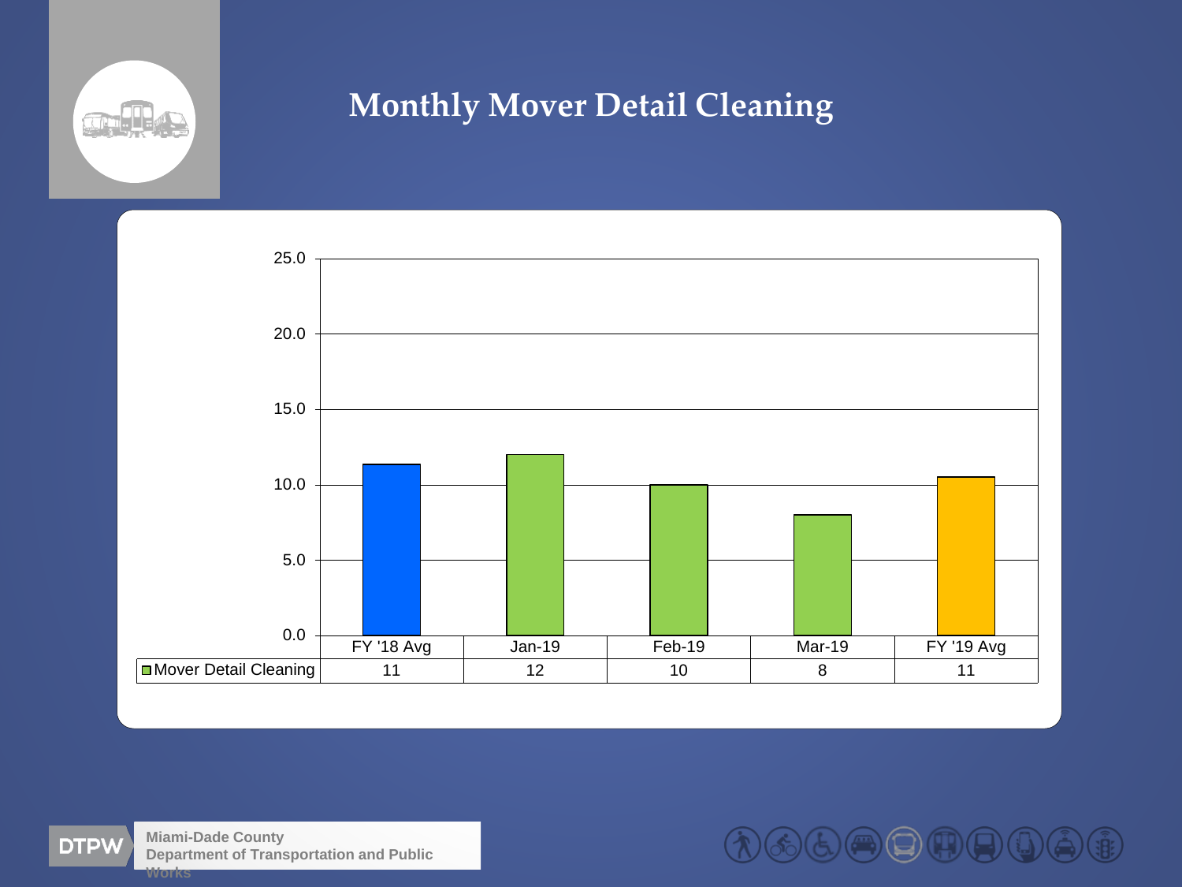# Monthly Mover Detail Cleaning

| | FY '18 Avg | Jan-19 | Feb-19 | Mar-19 | FY '19 Avg |
|---|---|---|---|---|---|
| Mover Detail Cleaning | 11 | 12 | 10 | 8 | 11 |

Miami-Dade County Department of Transportation and Public Works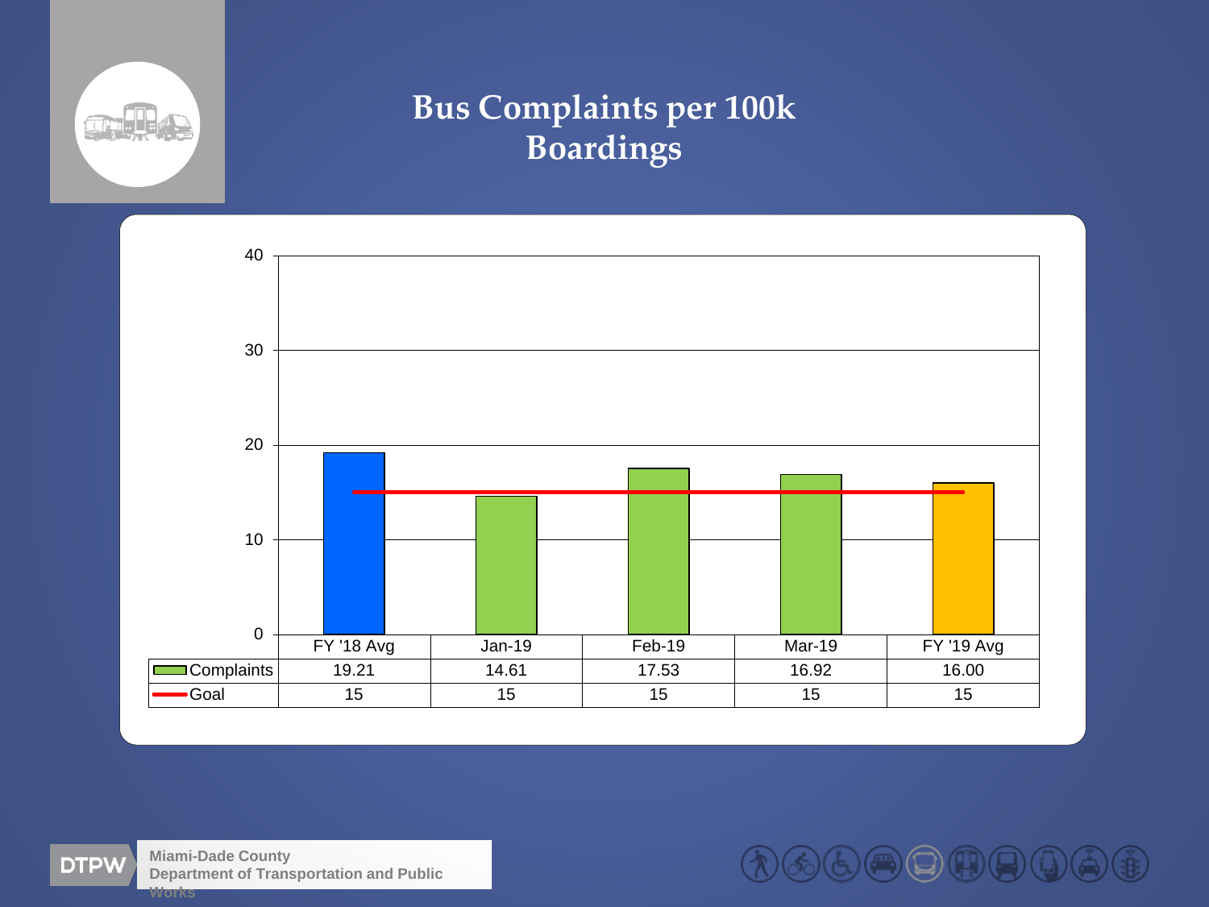# Bus Complaints per 100k Boardings

| | FY '18 Avg | Jan-19 | Feb-19 | Mar-19 | FY '19 Avg |
|---|---|---|---|---|---|
| Complaints | 19.21 | 14.61 | 17.53 | 16.92 | 16.00 |
| Goal | 15 | 15 | 15 | 15 | 15 |

DTPW Miami-Dade County Department of Transportation and Public Works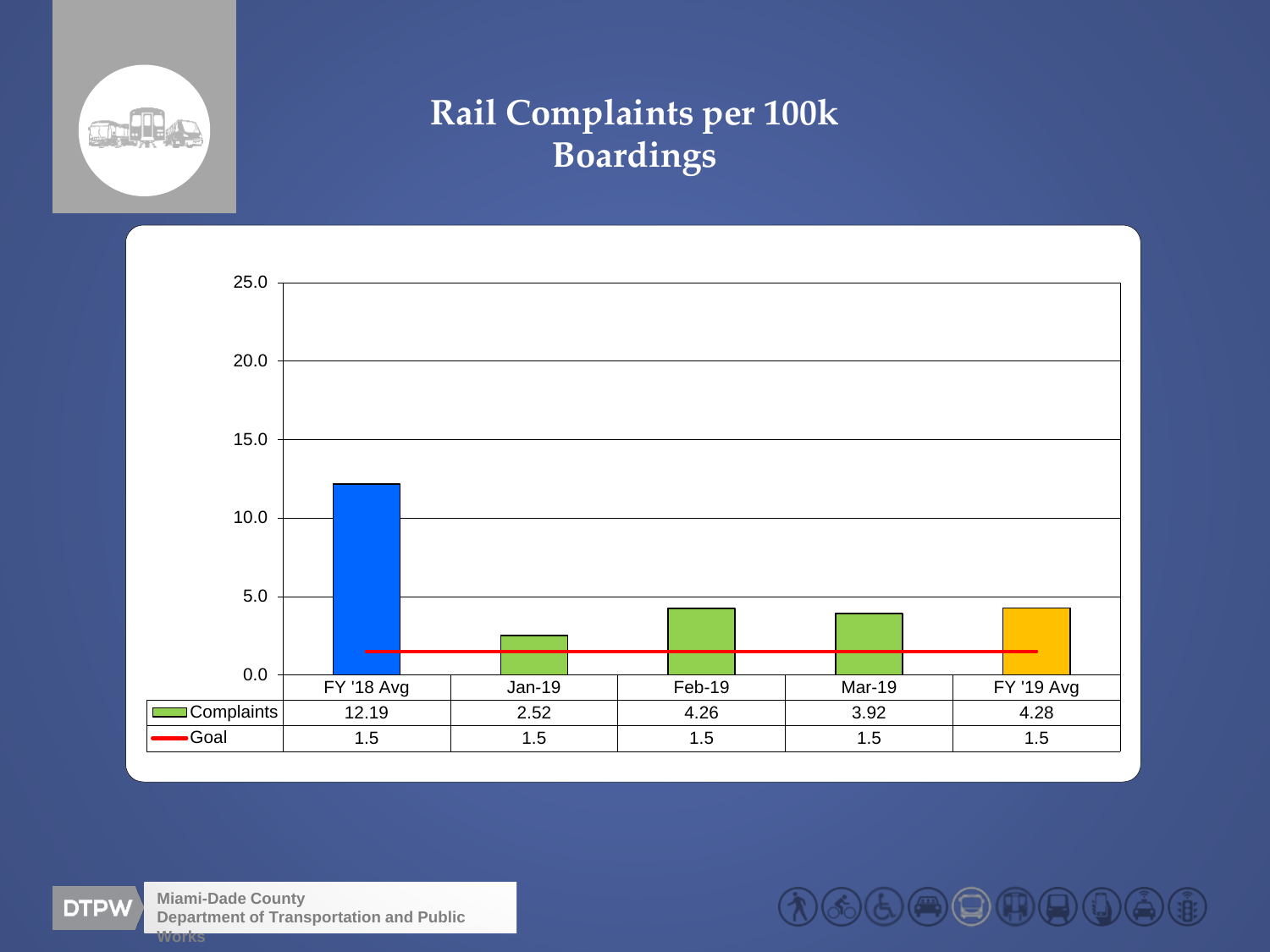# Rail Complaints per 100k Boardings

| | FY '18 Avg | Jan-19 | Feb-19 | Mar-19 | FY '19 Avg |
|---|---|---|---|---|---|
| Complaints | 12.19 | 2.52 | 4.26 | 3.92 | 4.28 |
| Goal | 1.5 | 1.5 | 1.5 | 1.5 | 1.5 |

DTPW Miami-Dade County Department of Transportation and Public Works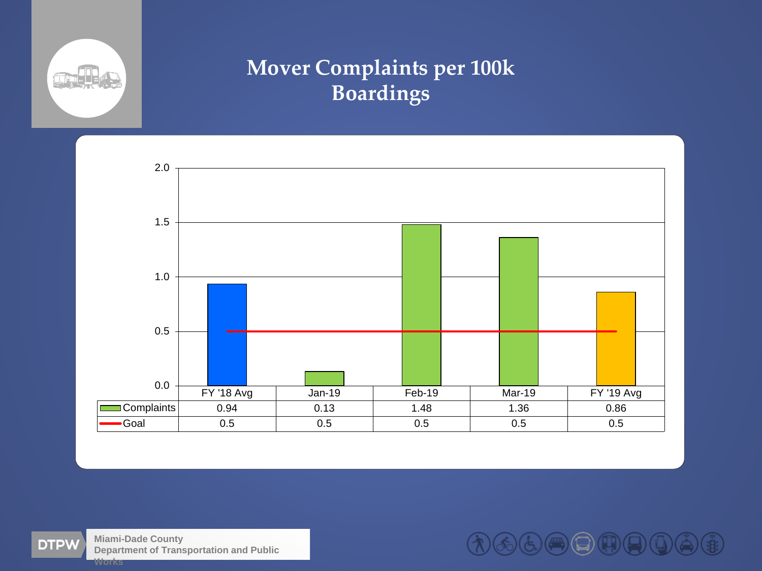# Mover Complaints per 100k Boardings

| | FY '18 Avg | Jan-19 | Feb-19 | Mar-19 | FY '19 Avg |
|---|---|---|---|---|---|
| Complaints | 0.94 | 0.13 | 1.48 | 1.36 | 0.86 |
| Goal | 0.5 | 0.5 | 0.5 | 0.5 | 0.5 |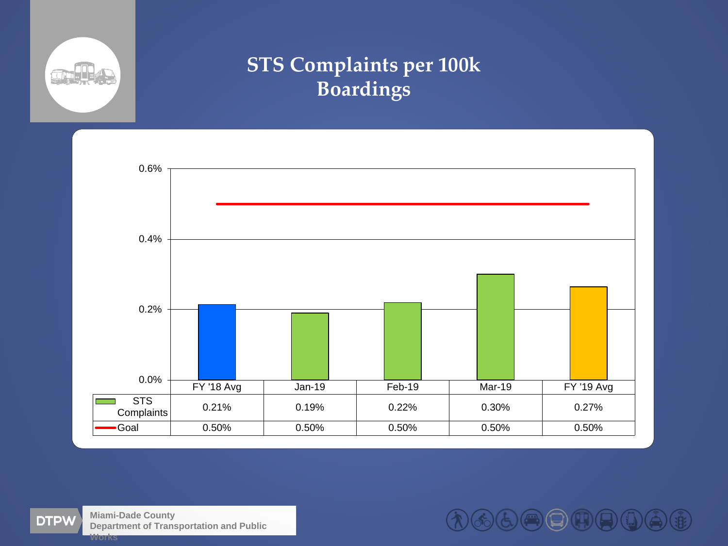# STS Complaints per 100k Boardings

|  | FY '18 Avg | Jan-19 | Feb-19 | Mar-19 | FY '19 Avg |
| --- | --- | --- | --- | --- | --- |
| STS Complaints | 0.21% | 0.19% | 0.22% | 0.30% | 0.27% |
| Goal | 0.50% | 0.50% | 0.50% | 0.50% | 0.50% |

DTPW Miami-Dade County Department of Transportation and Public Works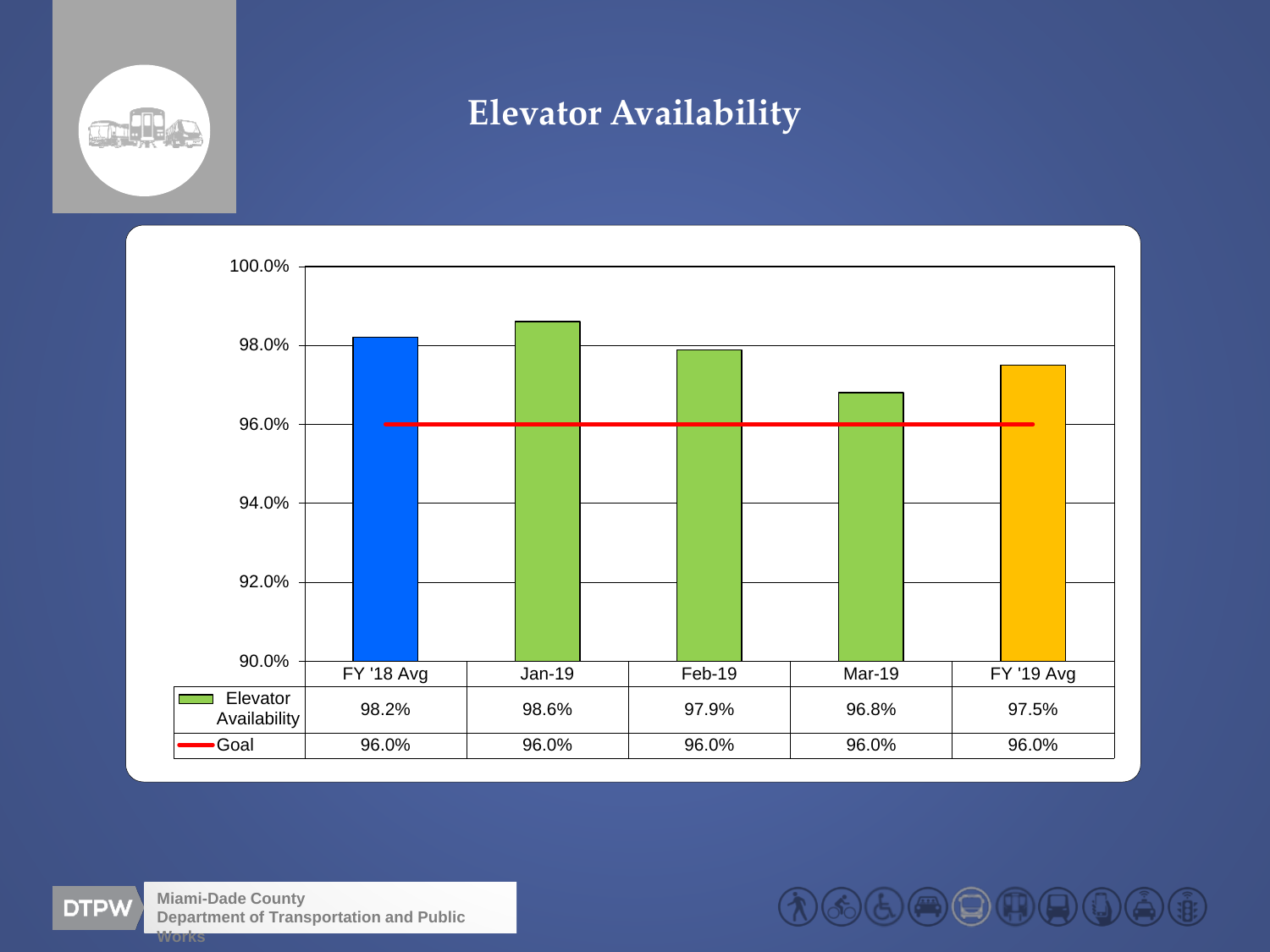# Elevator Availability

| | FY '18 Avg | Jan-19 | Feb-19 | Mar-19 | FY '19 Avg |
|---|---|---|---|---|---|
| Elevator Availability | 98.2% | 98.6% | 97.9% | 96.8% | 97.5% |
| Goal | 96.0% | 96.0% | 96.0% | 96.0% | 96.0% |

DTPW Miami-Dade County Department of Transportation and Public Works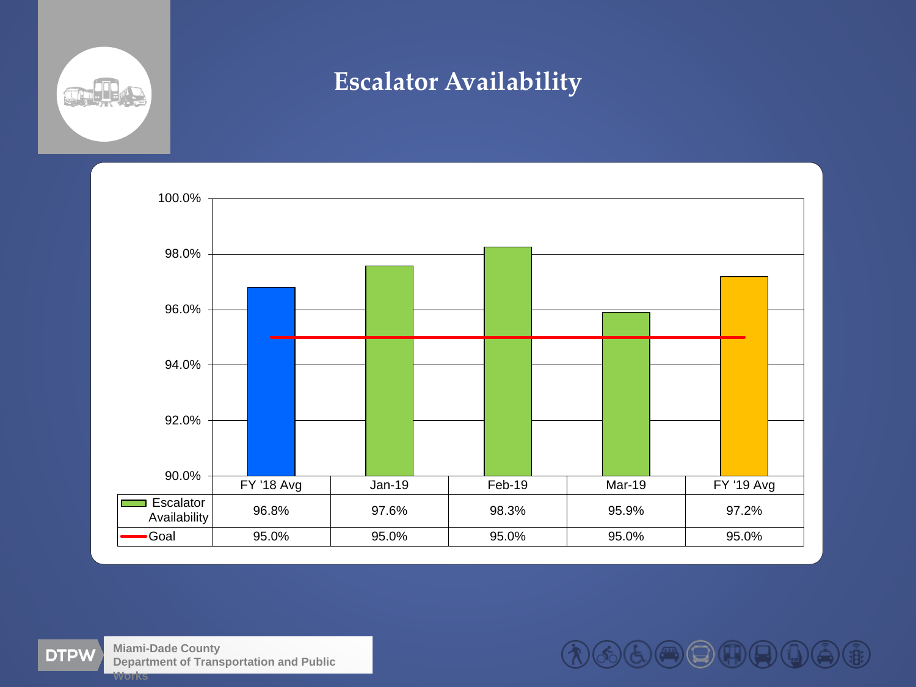# Escalator Availability

| | FY '18 Avg | Jan-19 | Feb-19 | Mar-19 | FY '19 Avg |
|---|---|---|---|---|---|
| Escalator Availability | 96.8% | 97.6% | 98.3% | 95.9% | 97.2% |
| Goal | 95.0% | 95.0% | 95.0% | 95.0% | 95.0% |

DTPW Miami-Dade County Department of Transportation and Public Works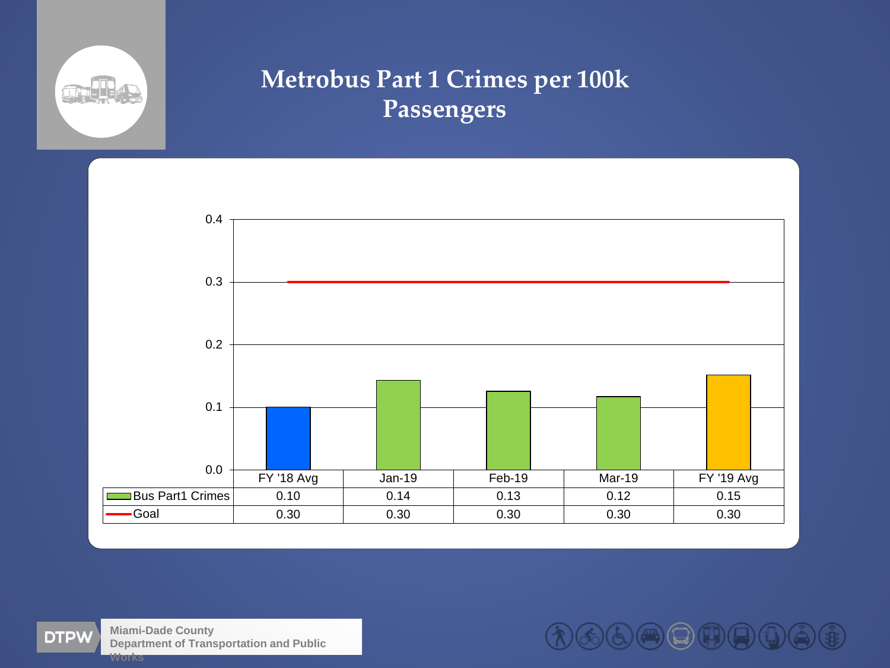# Metrobus Part 1 Crimes per 100k Passengers

| | FY '18 Avg | Jan-19 | Feb-19 | Mar-19 | FY '19 Avg |
|---|---|---|---|---|---|
| Bus Part1 Crimes | 0.10 | 0.14 | 0.13 | 0.12 | 0.15 |
| Goal | 0.30 | 0.30 | 0.30 | 0.30 | 0.30 |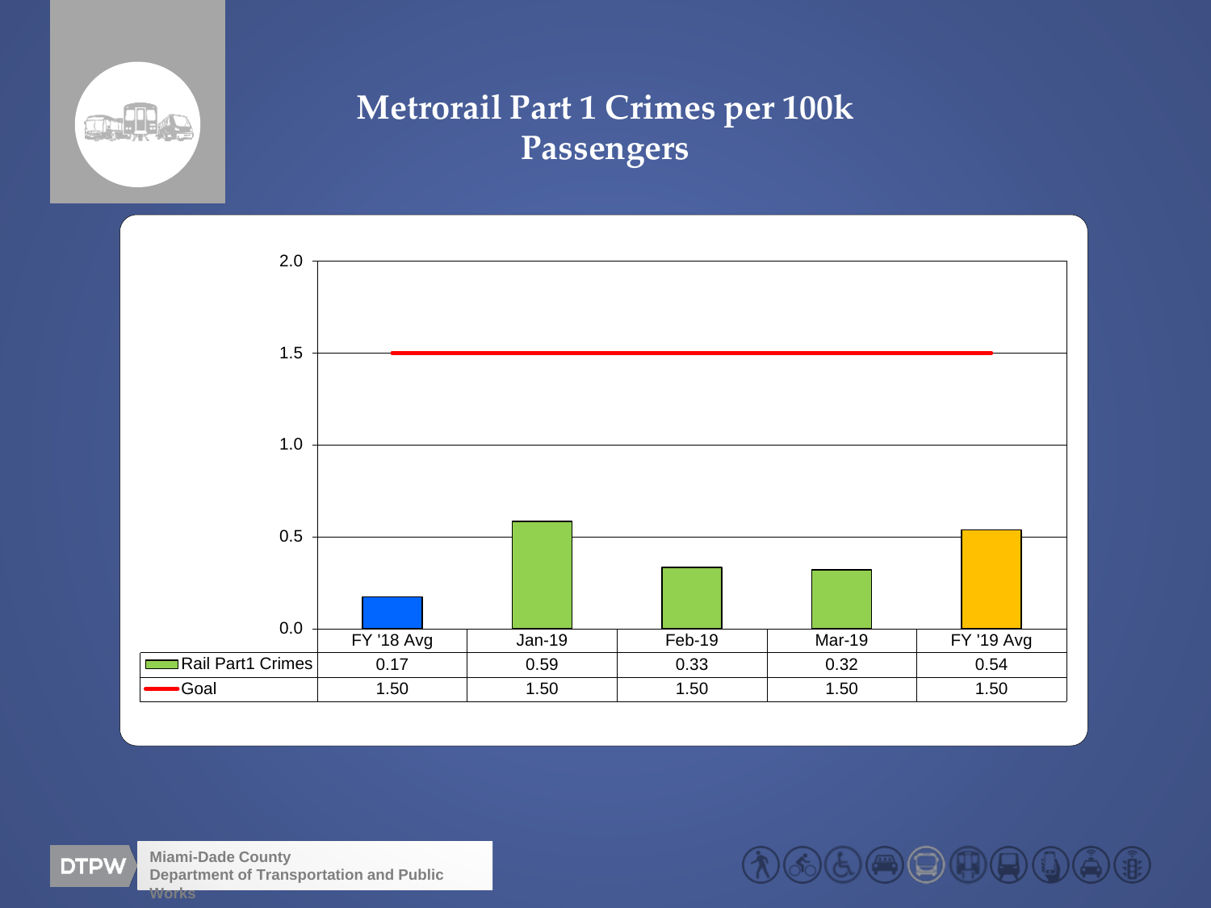# Metrorail Part 1 Crimes per 100k Passengers

| | FY '18 Avg | Jan-19 | Feb-19 | Mar-19 | FY '19 Avg |
|---|---|---|---|---|---|
| Rail Part1 Crimes | 0.17 | 0.59 | 0.33 | 0.32 | 0.54 |
| Goal | 1.50 | 1.50 | 1.50 | 1.50 | 1.50 |

DTPW Miami-Dade County Department of Transportation and Public Works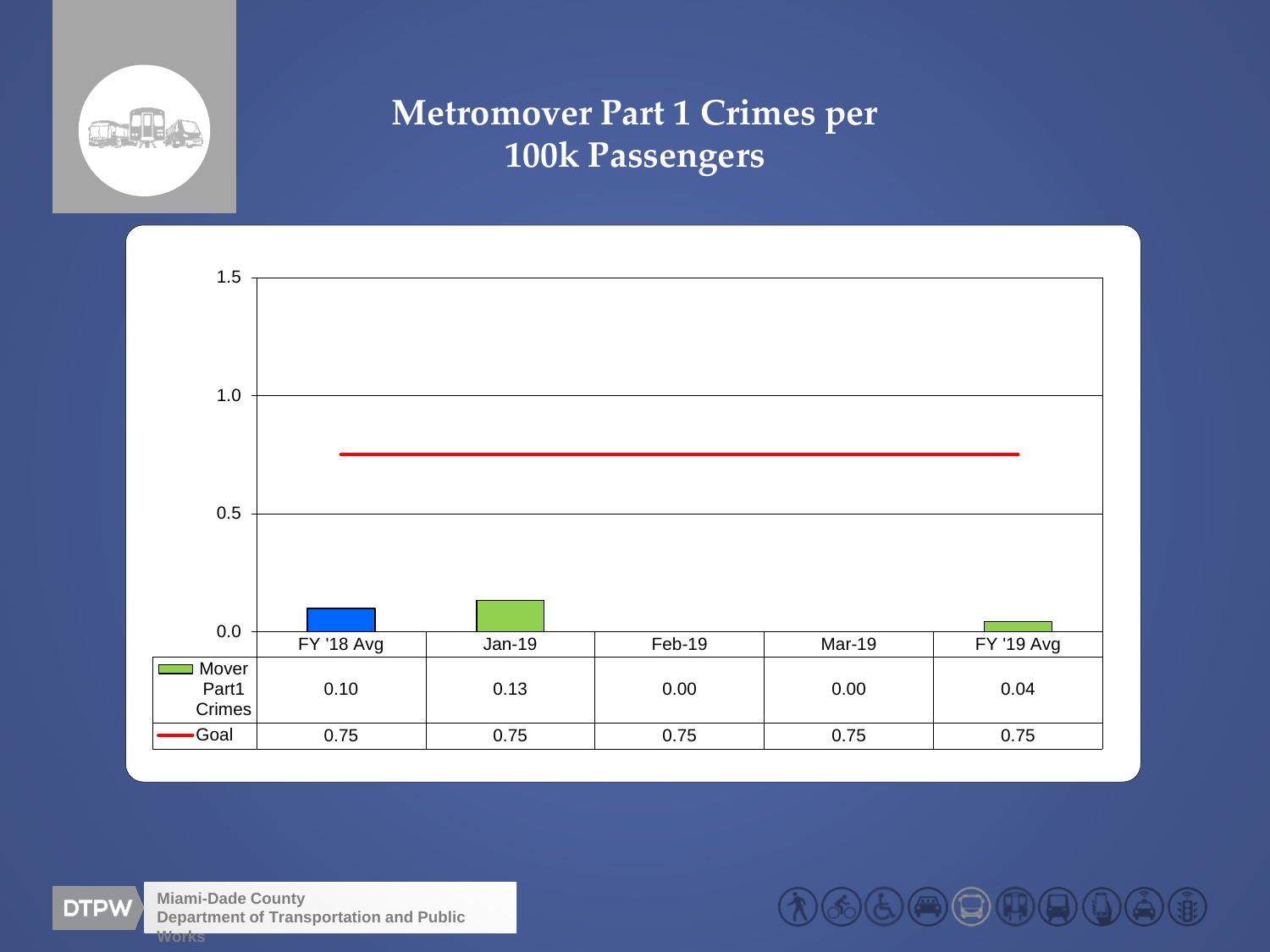# Metromover Part 1 Crimes per 100k Passengers

1.5
1.0
0.5
0.0

FY '18 Avg
Jan-19
Feb-19
Mar-19
FY '19 Avg

Mover Part1 Crimes
0.10
0.13
0.00
0.00
0.04

Goal
0.75
0.75
0.75
0.75
0.75

DTPW

Miami-Dade County
Department of Transportation and Public Works